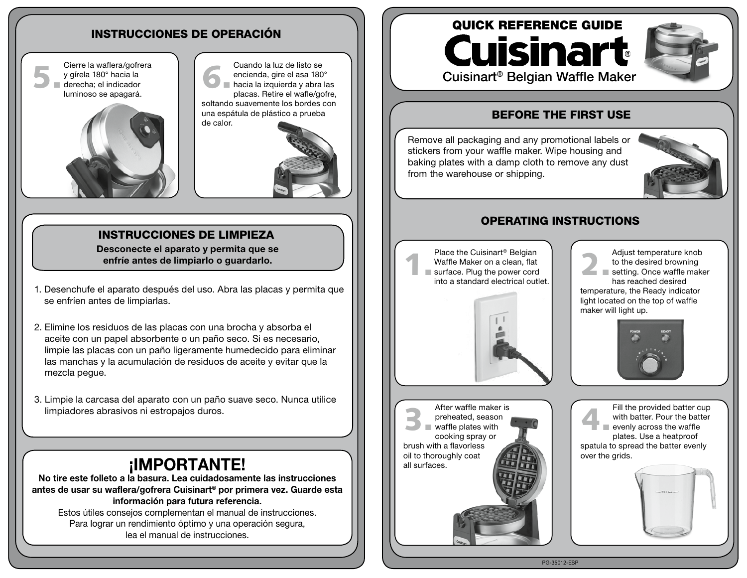## INSTRUCCIONES DE OPERACIÓN

**5.** Cierre la waflera/gofrera y gírela 180° hacia la derecha; el indicador luminoso se apagará.

**6.** Cuando la luz de listo se encienda, gire el asa 180° hacia la izquierda y abra las placas. Retire el wafle/gofre, soltando suavemente los bordes con una espátula de plástico a prueba de calor.

## INSTRUCCIONES DE LIMPIEZA

**Desconecte el aparato y permita que se enfríe antes de limpiarlo o guardarlo.**

1. Desenchufe el aparato después del uso. Abra las placas y permita que se enfríen antes de limpiarlas.
2. Elimine los residuos de las placas con una brocha y absorba el aceite con un papel absorbente o un paño seco. Si es necesario, limpie las placas con un paño ligeramente humedecido para eliminar las manchas y la acumulación de residuos de aceite y evitar que la mezcla pegue.
3. Limpie la carcasa del aparato con un paño suave seco. Nunca utilice limpiadores abrasivos ni estropajos duros.

# ¡IMPORTANTE!

**No tire este folleto a la basura. Lea cuidadosamente las instrucciones antes de usar su waflera/gofrera Cuisinart® por primera vez. Guarde esta información para futura referencia.**

Estos útiles consejos complementan el manual de instrucciones. Para lograr un rendimiento óptimo y una operación segura, lea el manual de instrucciones.

# QUICK REFERENCE GUIDE

# Cuisinart®

Cuisinart® Belgian Waffle Maker

## BEFORE THE FIRST USE

Remove all packaging and any promotional labels or stickers from your waffle maker. Wipe housing and baking plates with a damp cloth to remove any dust from the warehouse or shipping.

## OPERATING INSTRUCTIONS

**1.** Place the Cuisinart® Belgian Waffle Maker on a clean, flat surface. Plug the power cord into a standard electrical outlet.

**2.** Adjust temperature knob to the desired browning setting. Once waffle maker has reached desired temperature, the Ready indicator light located on the top of waffle maker will light up.

**3.** After waffle maker is preheated, season waffle plates with cooking spray or brush with a flavorless oil to thoroughly coat all surfaces.

**4.** Fill the provided batter cup with batter. Pour the batter evenly across the waffle plates. Use a heatproof spatula to spread the batter evenly over the grids.

PG-35012-ESP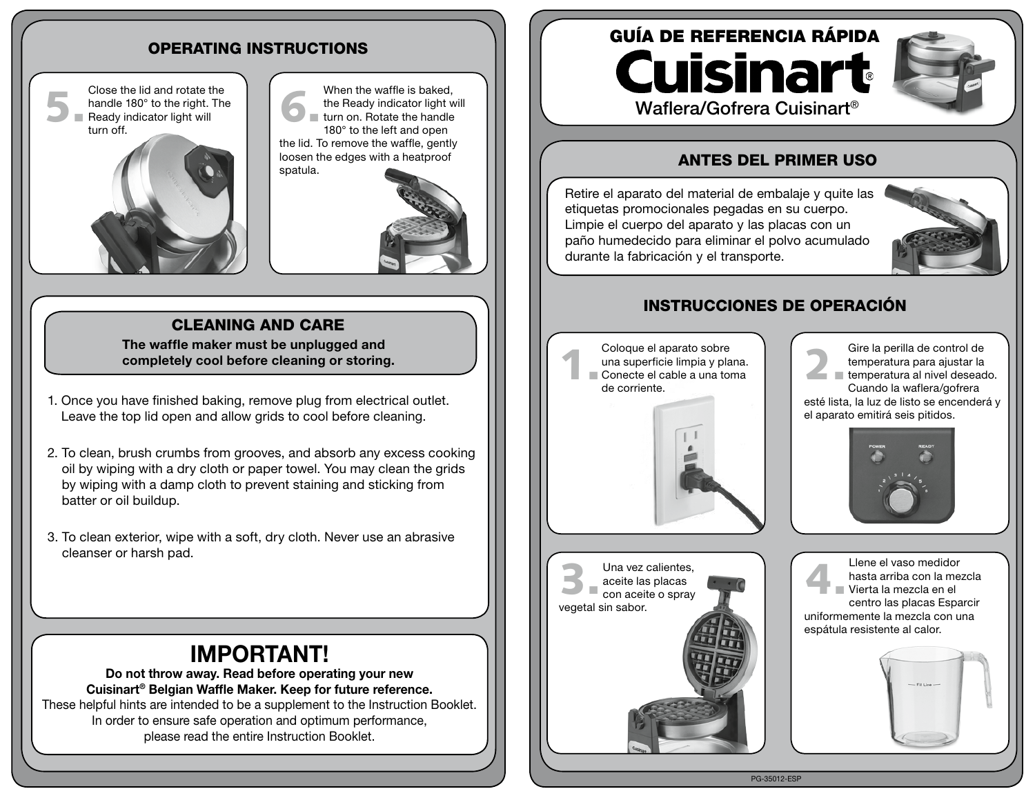## OPERATING INSTRUCTIONS

**5.** Close the lid and rotate the handle 180° to the right. The Ready indicator light will turn off.

**6.** When the waffle is baked, the Ready indicator light will turn on. Rotate the handle 180° to the left and open the lid. To remove the waffle, gently loosen the edges with a heatproof spatula.

## CLEANING AND CARE

**The waffle maker must be unplugged and completely cool before cleaning or storing.**

1. Once you have finished baking, remove plug from electrical outlet. Leave the top lid open and allow grids to cool before cleaning.
2. To clean, brush crumbs from grooves, and absorb any excess cooking oil by wiping with a dry cloth or paper towel. You may clean the grids by wiping with a damp cloth to prevent staining and sticking from batter or oil buildup.
3. To clean exterior, wipe with a soft, dry cloth. Never use an abrasive cleanser or harsh pad.

# IMPORTANT!

**Do not throw away. Read before operating your new Cuisinart® Belgian Waffle Maker. Keep for future reference.**

These helpful hints are intended to be a supplement to the Instruction Booklet. In order to ensure safe operation and optimum performance, please read the entire Instruction Booklet.

# GUÍA DE REFERENCIA RÁPIDA

# Cuisinart®

Waflera/Gofrera Cuisinart®

## ANTES DEL PRIMER USO

Retire el aparato del material de embalaje y quite las etiquetas promocionales pegadas en su cuerpo. Limpie el cuerpo del aparato y las placas con un paño humedecido para eliminar el polvo acumulado durante la fabricación y el transporte.

## INSTRUCCIONES DE OPERACIÓN

**1.** Coloque el aparato sobre una superficie limpia y plana. Conecte el cable a una toma de corriente.

**2.** Gire la perilla de control de temperatura para ajustar la temperatura al nivel deseado. Cuando la waflera/gofrera esté lista, la luz de listo se encenderá y el aparato emitirá seis pitidos.

POWER
READY
1 2 3 4 5 6

**3.** Una vez calientes, aceite las placas con aceite o spray vegetal sin sabor.

**4.** Llene el vaso medidor hasta arriba con la mezcla Vierta la mezcla en el centro las placas Esparcir uniformemente la mezcla con una espátula resistente al calor.

Fill Line

PG-35012-ESP